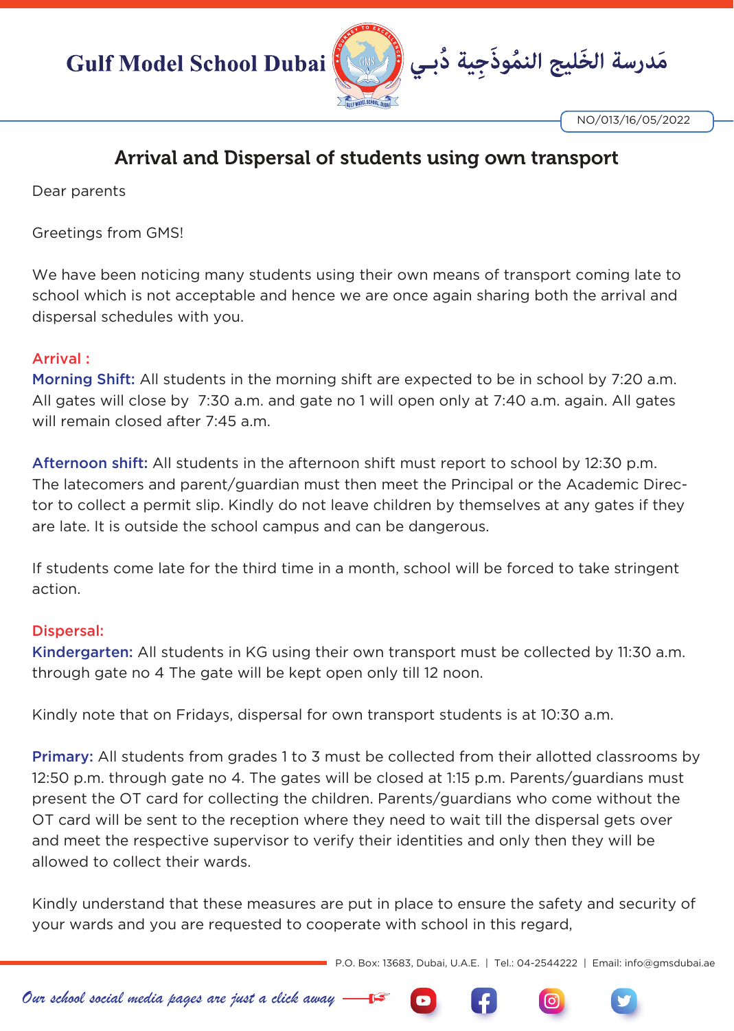Gulf Model School Dubai مَدرسة الخَليج النمُوذَجية دُبـي

NO/013/16/05/2022

## Arrival and Dispersal of students using own transport

Dear parents

Greetings from GMS!

We have been noticing many students using their own means of transport coming late to school which is not acceptable and hence we are once again sharing both the arrival and dispersal schedules with you.

**Arrival :**

**Morning Shift:** All students in the morning shift are expected to be in school by 7:20 a.m. All gates will close by 7:30 a.m. and gate no 1 will open only at 7:40 a.m. again. All gates will remain closed after 7:45 a.m.

**Afternoon shift:** All students in the afternoon shift must report to school by 12:30 p.m. The latecomers and parent/guardian must then meet the Principal or the Academic Director to collect a permit slip. Kindly do not leave children by themselves at any gates if they are late. It is outside the school campus and can be dangerous.

If students come late for the third time in a month, school will be forced to take stringent action.

**Dispersal:**

**Kindergarten:** All students in KG using their own transport must be collected by 11:30 a.m. through gate no 4 The gate will be kept open only till 12 noon.

Kindly note that on Fridays, dispersal for own transport students is at 10:30 a.m.

**Primary:** All students from grades 1 to 3 must be collected from their allotted classrooms by 12:50 p.m. through gate no 4. The gates will be closed at 1:15 p.m. Parents/guardians must present the OT card for collecting the children. Parents/guardians who come without the OT card will be sent to the reception where they need to wait till the dispersal gets over and meet the respective supervisor to verify their identities and only then they will be allowed to collect their wards.

Kindly understand that these measures are put in place to ensure the safety and security of your wards and you are requested to cooperate with school in this regard,

P.O. Box: 13683, Dubai, U.A.E. | Tel.: 04-2544222 | Email: info@gmsdubai.ae

*Our school social media pages are just a click away*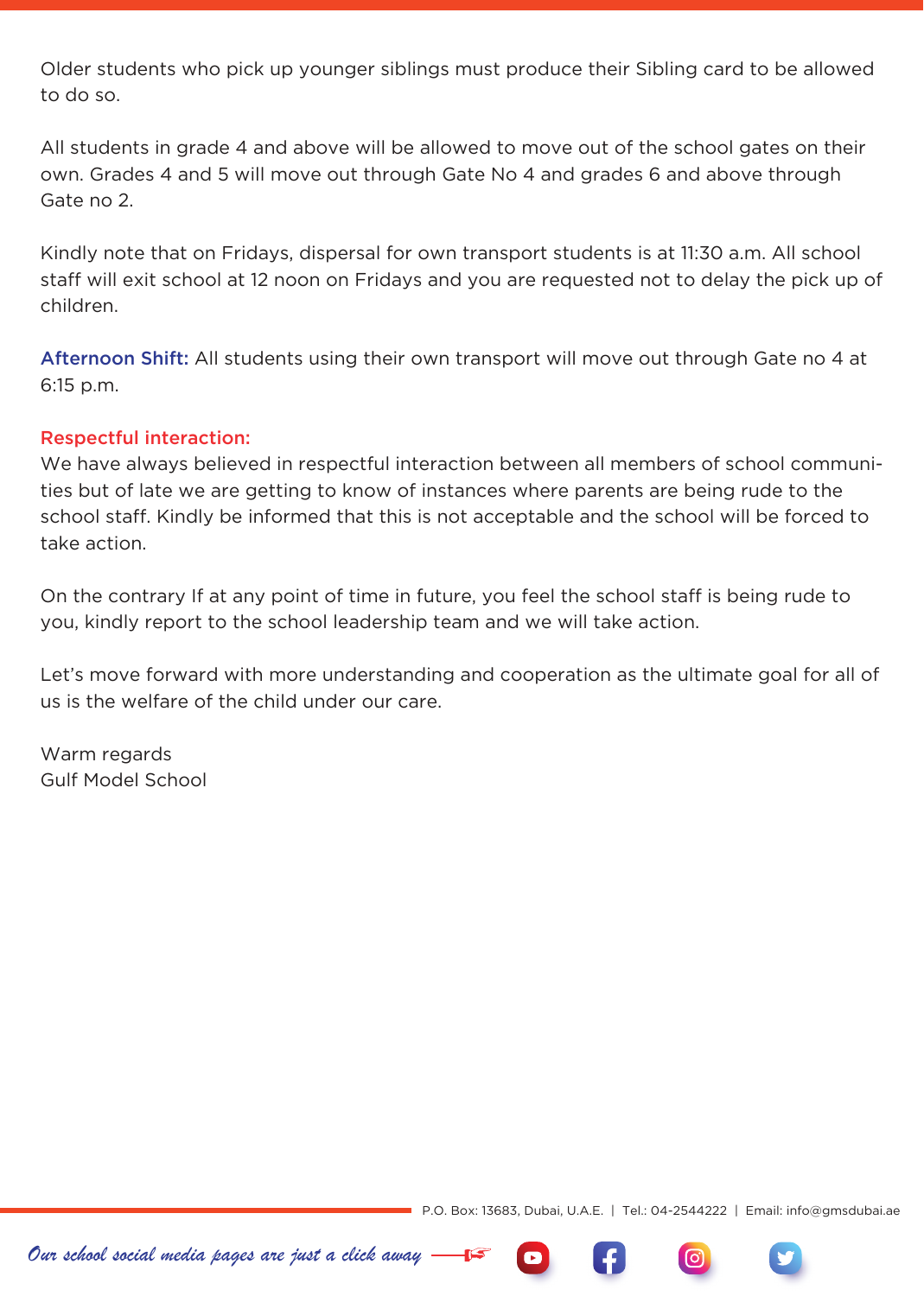Older students who pick up younger siblings must produce their Sibling card to be allowed to do so.

All students in grade 4 and above will be allowed to move out of the school gates on their own. Grades 4 and 5 will move out through Gate No 4 and grades 6 and above through Gate no 2.

Kindly note that on Fridays, dispersal for own transport students is at 11:30 a.m. All school staff will exit school at 12 noon on Fridays and you are requested not to delay the pick up of children.

**Afternoon Shift:** All students using their own transport will move out through Gate no 4 at 6:15 p.m.

**Respectful interaction:**
We have always believed in respectful interaction between all members of school communities but of late we are getting to know of instances where parents are being rude to the school staff. Kindly be informed that this is not acceptable and the school will be forced to take action.

On the contrary If at any point of time in future, you feel the school staff is being rude to you, kindly report to the school leadership team and we will take action.

Let's move forward with more understanding and cooperation as the ultimate goal for all of us is the welfare of the child under our care.

Warm regards
Gulf Model School

P.O. Box: 13683, Dubai, U.A.E. | Tel.: 04-2544222 | Email: info@gmsdubai.ae

*Our school social media pages are just a click away*